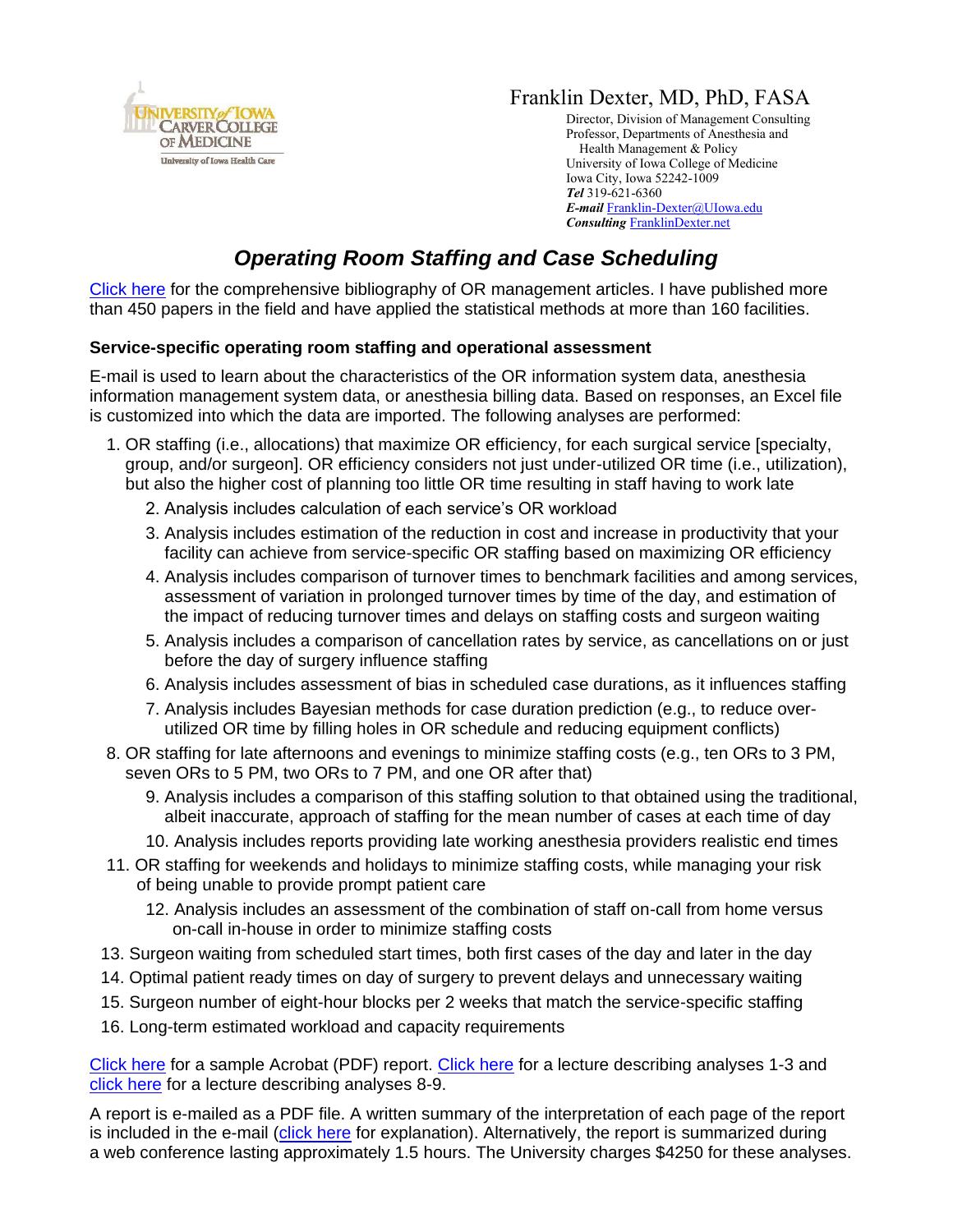University of Iowa Carver College of Medicine
University of Iowa Health Care

**Franklin Dexter, MD, PhD, FASA**

Director, Division of Management Consulting
Professor, Departments of Anesthesia and
Health Management & Policy
University of Iowa College of Medicine
Iowa City, Iowa 52242-1009
***Tel*** 319-621-6360
***E-mail*** Franklin-Dexter@UIowa.edu
***Consulting*** FranklinDexter.net

# *Operating Room Staffing and Case Scheduling*

Click here for the comprehensive bibliography of OR management articles. I have published more than 450 papers in the field and have applied the statistical methods at more than 160 facilities.

### Service-specific operating room staffing and operational assessment

E-mail is used to learn about the characteristics of the OR information system data, anesthesia information management system data, or anesthesia billing data. Based on responses, an Excel file is customized into which the data are imported. The following analyses are performed:

1. OR staffing (i.e., allocations) that maximize OR efficiency, for each surgical service [specialty, group, and/or surgeon]. OR efficiency considers not just under-utilized OR time (i.e., utilization), but also the higher cost of planning too little OR time resulting in staff having to work late
    2. Analysis includes calculation of each service's OR workload
    3. Analysis includes estimation of the reduction in cost and increase in productivity that your facility can achieve from service-specific OR staffing based on maximizing OR efficiency
    4. Analysis includes comparison of turnover times to benchmark facilities and among services, assessment of variation in prolonged turnover times by time of the day, and estimation of the impact of reducing turnover times and delays on staffing costs and surgeon waiting
    5. Analysis includes a comparison of cancellation rates by service, as cancellations on or just before the day of surgery influence staffing
    6. Analysis includes assessment of bias in scheduled case durations, as it influences staffing
    7. Analysis includes Bayesian methods for case duration prediction (e.g., to reduce over-utilized OR time by filling holes in OR schedule and reducing equipment conflicts)
8. OR staffing for late afternoons and evenings to minimize staffing costs (e.g., ten ORs to 3 PM, seven ORs to 5 PM, two ORs to 7 PM, and one OR after that)
    9. Analysis includes a comparison of this staffing solution to that obtained using the traditional, albeit inaccurate, approach of staffing for the mean number of cases at each time of day
    10. Analysis includes reports providing late working anesthesia providers realistic end times
11. OR staffing for weekends and holidays to minimize staffing costs, while managing your risk of being unable to provide prompt patient care
    12. Analysis includes an assessment of the combination of staff on-call from home versus on-call in-house in order to minimize staffing costs
13. Surgeon waiting from scheduled start times, both first cases of the day and later in the day
14. Optimal patient ready times on day of surgery to prevent delays and unnecessary waiting
15. Surgeon number of eight-hour blocks per 2 weeks that match the service-specific staffing
16. Long-term estimated workload and capacity requirements

Click here for a sample Acrobat (PDF) report. Click here for a lecture describing analyses 1-3 and click here for a lecture describing analyses 8-9.

A report is e-mailed as a PDF file. A written summary of the interpretation of each page of the report is included in the e-mail (click here for explanation). Alternatively, the report is summarized during a web conference lasting approximately 1.5 hours. The University charges $4250 for these analyses.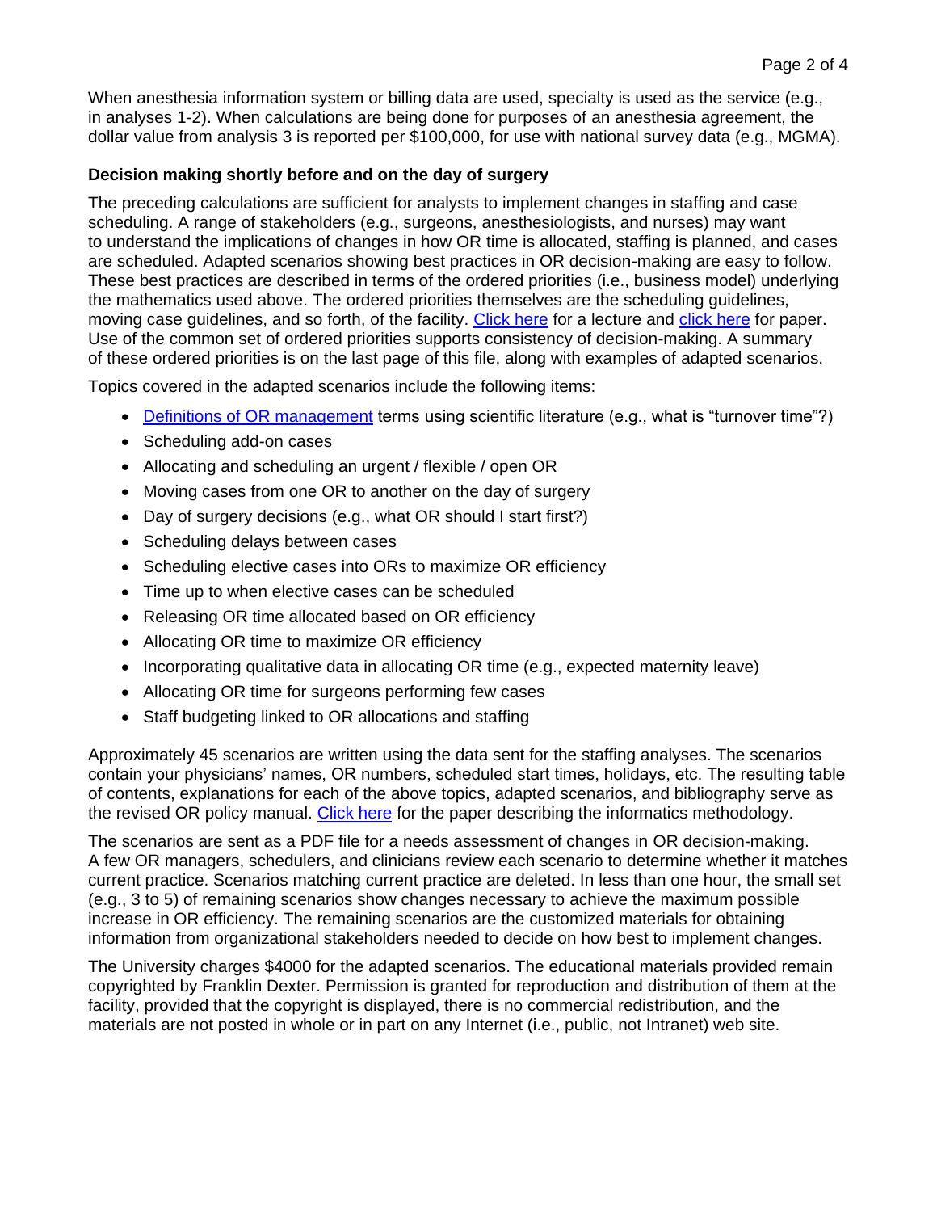When anesthesia information system or billing data are used, specialty is used as the service (e.g., in analyses 1-2). When calculations are being done for purposes of an anesthesia agreement, the dollar value from analysis 3 is reported per $100,000, for use with national survey data (e.g., MGMA).

### Decision making shortly before and on the day of surgery

The preceding calculations are sufficient for analysts to implement changes in staffing and case scheduling. A range of stakeholders (e.g., surgeons, anesthesiologists, and nurses) may want to understand the implications of changes in how OR time is allocated, staffing is planned, and cases are scheduled. Adapted scenarios showing best practices in OR decision-making are easy to follow. These best practices are described in terms of the ordered priorities (i.e., business model) underlying the mathematics used above. The ordered priorities themselves are the scheduling guidelines, moving case guidelines, and so forth, of the facility. Click here for a lecture and click here for paper. Use of the common set of ordered priorities supports consistency of decision-making. A summary of these ordered priorities is on the last page of this file, along with examples of adapted scenarios.

Topics covered in the adapted scenarios include the following items:

- Definitions of OR management terms using scientific literature (e.g., what is "turnover time"?)
- Scheduling add-on cases
- Allocating and scheduling an urgent / flexible / open OR
- Moving cases from one OR to another on the day of surgery
- Day of surgery decisions (e.g., what OR should I start first?)
- Scheduling delays between cases
- Scheduling elective cases into ORs to maximize OR efficiency
- Time up to when elective cases can be scheduled
- Releasing OR time allocated based on OR efficiency
- Allocating OR time to maximize OR efficiency
- Incorporating qualitative data in allocating OR time (e.g., expected maternity leave)
- Allocating OR time for surgeons performing few cases
- Staff budgeting linked to OR allocations and staffing

Approximately 45 scenarios are written using the data sent for the staffing analyses. The scenarios contain your physicians' names, OR numbers, scheduled start times, holidays, etc. The resulting table of contents, explanations for each of the above topics, adapted scenarios, and bibliography serve as the revised OR policy manual. Click here for the paper describing the informatics methodology.

The scenarios are sent as a PDF file for a needs assessment of changes in OR decision-making. A few OR managers, schedulers, and clinicians review each scenario to determine whether it matches current practice. Scenarios matching current practice are deleted. In less than one hour, the small set (e.g., 3 to 5) of remaining scenarios show changes necessary to achieve the maximum possible increase in OR efficiency. The remaining scenarios are the customized materials for obtaining information from organizational stakeholders needed to decide on how best to implement changes.

The University charges $4000 for the adapted scenarios. The educational materials provided remain copyrighted by Franklin Dexter. Permission is granted for reproduction and distribution of them at the facility, provided that the copyright is displayed, there is no commercial redistribution, and the materials are not posted in whole or in part on any Internet (i.e., public, not Intranet) web site.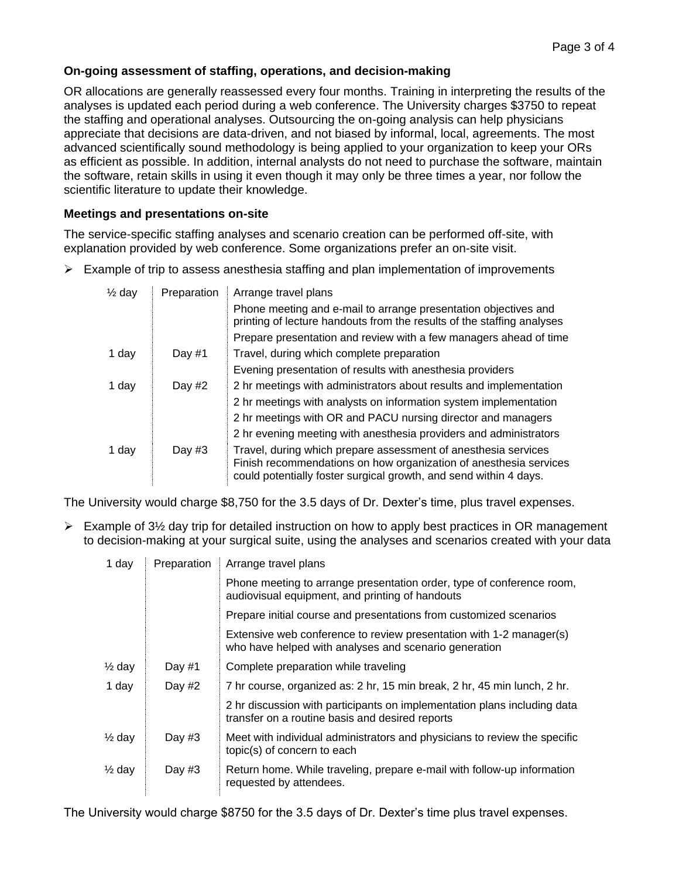**On-going assessment of staffing, operations, and decision-making**

OR allocations are generally reassessed every four months. Training in interpreting the results of the analyses is updated each period during a web conference. The University charges $3750 to repeat the staffing and operational analyses. Outsourcing the on-going analysis can help physicians appreciate that decisions are data-driven, and not biased by informal, local, agreements. The most advanced scientifically sound methodology is being applied to your organization to keep your ORs as efficient as possible. In addition, internal analysts do not need to purchase the software, maintain the software, retain skills in using it even though it may only be three times a year, nor follow the scientific literature to update their knowledge.

**Meetings and presentations on-site**

The service-specific staffing analyses and scenario creation can be performed off-site, with explanation provided by web conference. Some organizations prefer an on-site visit.

- Example of trip to assess anesthesia staffing and plan implementation of improvements

| | | |
|---|---|---|
| ½ day | Preparation | Arrange travel plans |
| | | Phone meeting and e-mail to arrange presentation objectives and printing of lecture handouts from the results of the staffing analyses |
| | | Prepare presentation and review with a few managers ahead of time |
| 1 day | Day #1 | Travel, during which complete preparation |
| | | Evening presentation of results with anesthesia providers |
| 1 day | Day #2 | 2 hr meetings with administrators about results and implementation |
| | | 2 hr meetings with analysts on information system implementation |
| | | 2 hr meetings with OR and PACU nursing director and managers |
| | | 2 hr evening meeting with anesthesia providers and administrators |
| 1 day | Day #3 | Travel, during which prepare assessment of anesthesia services Finish recommendations on how organization of anesthesia services could potentially foster surgical growth, and send within 4 days. |

The University would charge $8,750 for the 3.5 days of Dr. Dexter's time, plus travel expenses.

- Example of 3½ day trip for detailed instruction on how to apply best practices in OR management to decision-making at your surgical suite, using the analyses and scenarios created with your data

| | | |
|---|---|---|
| 1 day | Preparation | Arrange travel plans |
| | | Phone meeting to arrange presentation order, type of conference room, audiovisual equipment, and printing of handouts |
| | | Prepare initial course and presentations from customized scenarios |
| | | Extensive web conference to review presentation with 1-2 manager(s) who have helped with analyses and scenario generation |
| ½ day | Day #1 | Complete preparation while traveling |
| 1 day | Day #2 | 7 hr course, organized as: 2 hr, 15 min break, 2 hr, 45 min lunch, 2 hr. |
| | | 2 hr discussion with participants on implementation plans including data transfer on a routine basis and desired reports |
| ½ day | Day #3 | Meet with individual administrators and physicians to review the specific topic(s) of concern to each |
| ½ day | Day #3 | Return home. While traveling, prepare e-mail with follow-up information requested by attendees. |

The University would charge $8750 for the 3.5 days of Dr. Dexter's time plus travel expenses.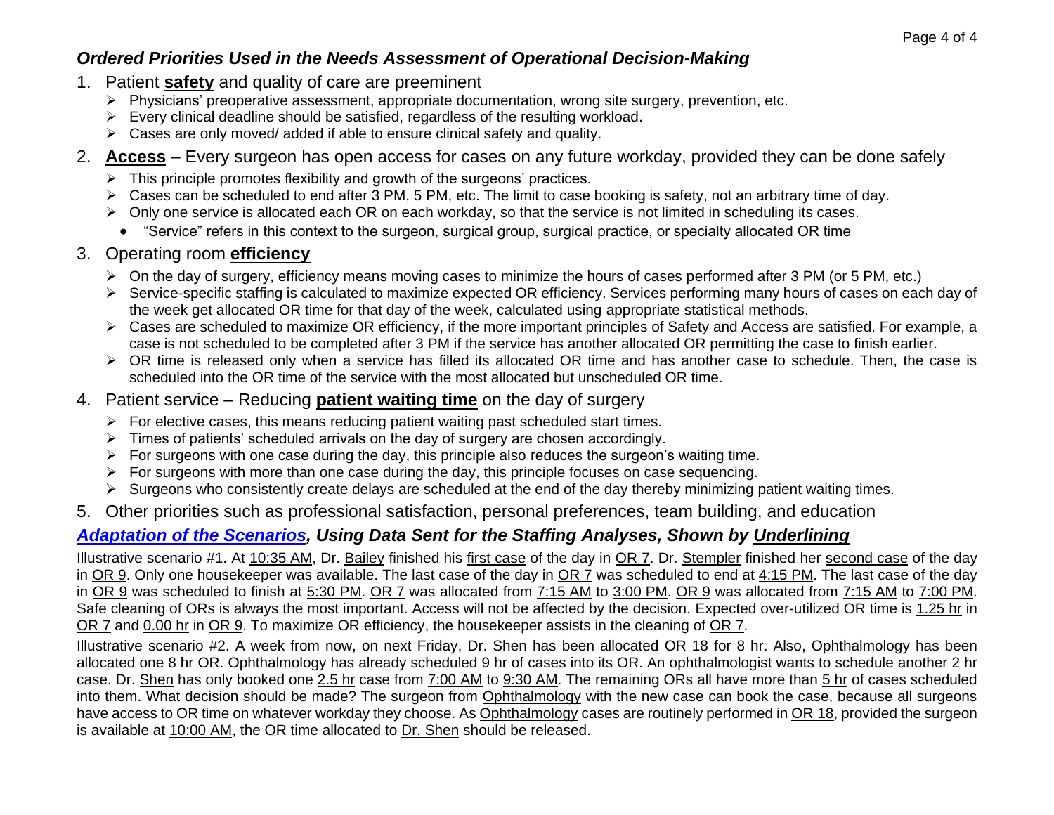## *Ordered Priorities Used in the Needs Assessment of Operational Decision-Making*

1. Patient **safety** and quality of care are preeminent
   - Physicians' preoperative assessment, appropriate documentation, wrong site surgery, prevention, etc.
   - Every clinical deadline should be satisfied, regardless of the resulting workload.
   - Cases are only moved/ added if able to ensure clinical safety and quality.
2. **Access** – Every surgeon has open access for cases on any future workday, provided they can be done safely
   - This principle promotes flexibility and growth of the surgeons' practices.
   - Cases can be scheduled to end after 3 PM, 5 PM, etc. The limit to case booking is safety, not an arbitrary time of day.
   - Only one service is allocated each OR on each workday, so that the service is not limited in scheduling its cases.
     - "Service" refers in this context to the surgeon, surgical group, surgical practice, or specialty allocated OR time
3. Operating room **efficiency**
   - On the day of surgery, efficiency means moving cases to minimize the hours of cases performed after 3 PM (or 5 PM, etc.)
   - Service-specific staffing is calculated to maximize expected OR efficiency. Services performing many hours of cases on each day of the week get allocated OR time for that day of the week, calculated using appropriate statistical methods.
   - Cases are scheduled to maximize OR efficiency, if the more important principles of Safety and Access are satisfied. For example, a case is not scheduled to be completed after 3 PM if the service has another allocated OR permitting the case to finish earlier.
   - OR time is released only when a service has filled its allocated OR time and has another case to schedule. Then, the case is scheduled into the OR time of the service with the most allocated but unscheduled OR time.
4. Patient service – Reducing **patient waiting time** on the day of surgery
   - For elective cases, this means reducing patient waiting past scheduled start times.
   - Times of patients' scheduled arrivals on the day of surgery are chosen accordingly.
   - For surgeons with one case during the day, this principle also reduces the surgeon's waiting time.
   - For surgeons with more than one case during the day, this principle focuses on case sequencing.
   - Surgeons who consistently create delays are scheduled at the end of the day thereby minimizing patient waiting times.
5. Other priorities such as professional satisfaction, personal preferences, team building, and education

## ***Adaptation of the Scenarios*, Using Data Sent for the Staffing Analyses, Shown by Underlining**

Illustrative scenario #1. At 10:35 AM, Dr. Bailey finished his first case of the day in OR 7. Dr. Stempler finished her second case of the day in OR 9. Only one housekeeper was available. The last case of the day in OR 7 was scheduled to end at 4:15 PM. The last case of the day in OR 9 was scheduled to finish at 5:30 PM. OR 7 was allocated from 7:15 AM to 3:00 PM. OR 9 was allocated from 7:15 AM to 7:00 PM. Safe cleaning of ORs is always the most important. Access will not be affected by the decision. Expected over-utilized OR time is 1.25 hr in OR 7 and 0.00 hr in OR 9. To maximize OR efficiency, the housekeeper assists in the cleaning of OR 7.

Illustrative scenario #2. A week from now, on next Friday, Dr. Shen has been allocated OR 18 for 8 hr. Also, Ophthalmology has been allocated one 8 hr OR. Ophthalmology has already scheduled 9 hr of cases into its OR. An ophthalmologist wants to schedule another 2 hr case. Dr. Shen has only booked one 2.5 hr case from 7:00 AM to 9:30 AM. The remaining ORs all have more than 5 hr of cases scheduled into them. What decision should be made? The surgeon from Ophthalmology with the new case can book the case, because all surgeons have access to OR time on whatever workday they choose. As Ophthalmology cases are routinely performed in OR 18, provided the surgeon is available at 10:00 AM, the OR time allocated to Dr. Shen should be released.